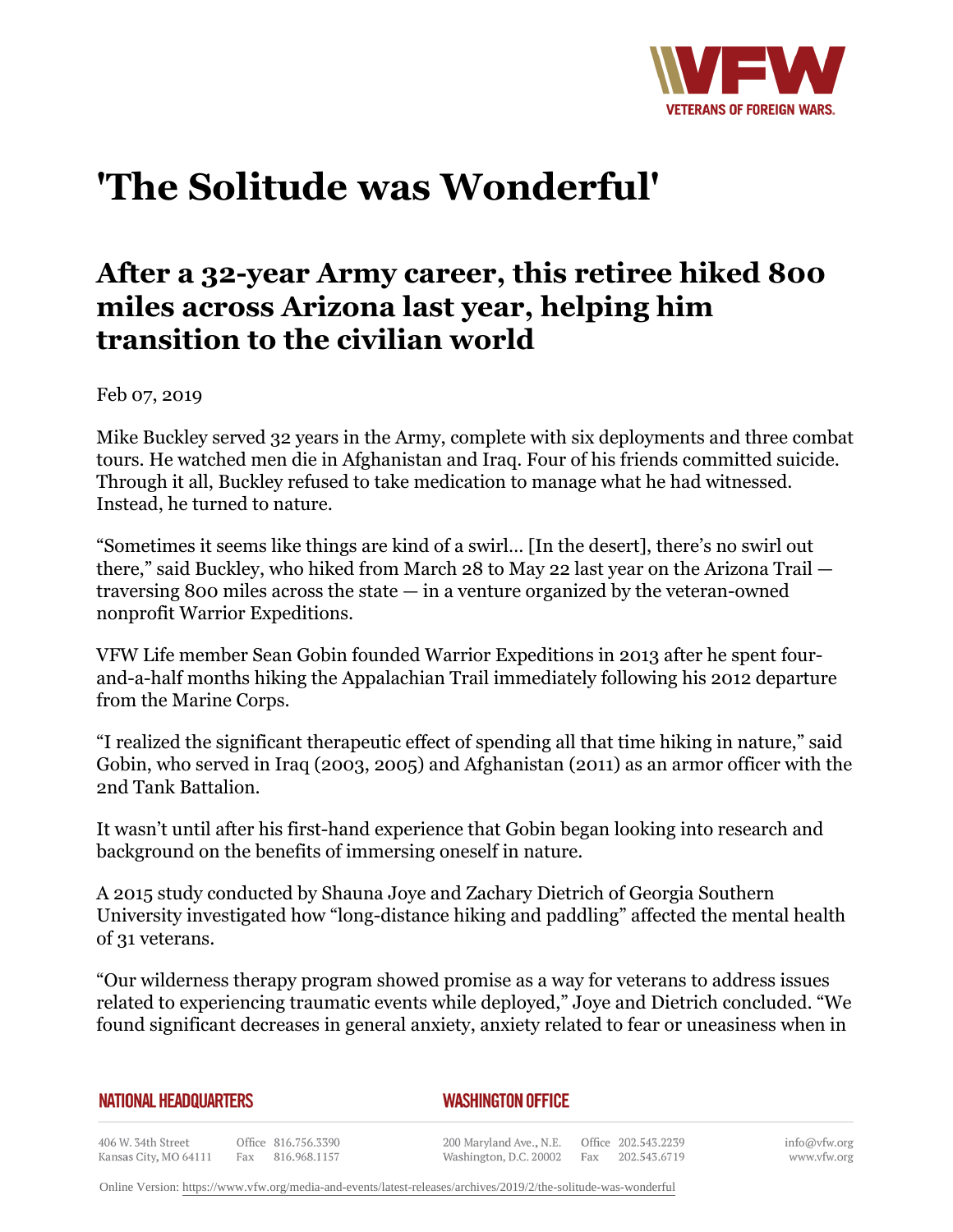# 'The Solitude was Wonderful'

## After a 32-year Army career, this retiree hiked 800 miles across Arizona last year, helping him transition to the civilian world

Feb 07, 2019

Mike Buckley served 32 years in the Army, complete with six deployments and three combat tours. He watched men die in Afghanistan and Iraq. Four of his friends committed suicide. Through it all, Buckley refused to take medication to manage what he had witnessed. Instead, he turned to nature.

“Sometimes it seems like things are kind of a swirl… [In the desert], there’s no swirl out there,” said Buckley, who hiked from March 28 to May 22 last year on the Arizona Trail — traversing 800 miles across the state — in a venture organized by the veteran-owned nonprofit Warrior Expeditions.

VFW Life member Sean Gobin founded Warrior Expeditions in 2013 after he spent four-and-a-half months hiking the Appalachian Trail immediately following his 2012 departure from the Marine Corps.

“I realized the significant therapeutic effect of spending all that time hiking in nature,” said Gobin, who served in Iraq (2003, 2005) and Afghanistan (2011) as an armor officer with the 2nd Tank Battalion.

It wasn’t until after his first-hand experience that Gobin began looking into research and background on the benefits of immersing oneself in nature.

A 2015 study conducted by Shauna Joye and Zachary Dietrich of Georgia Southern University investigated how “long-distance hiking and paddling” affected the mental health of 31 veterans.

“Our wilderness therapy program showed promise as a way for veterans to address issues related to experiencing traumatic events while deployed,” Joye and Dietrich concluded. “We found significant decreases in general anxiety, anxiety related to fear or uneasiness when in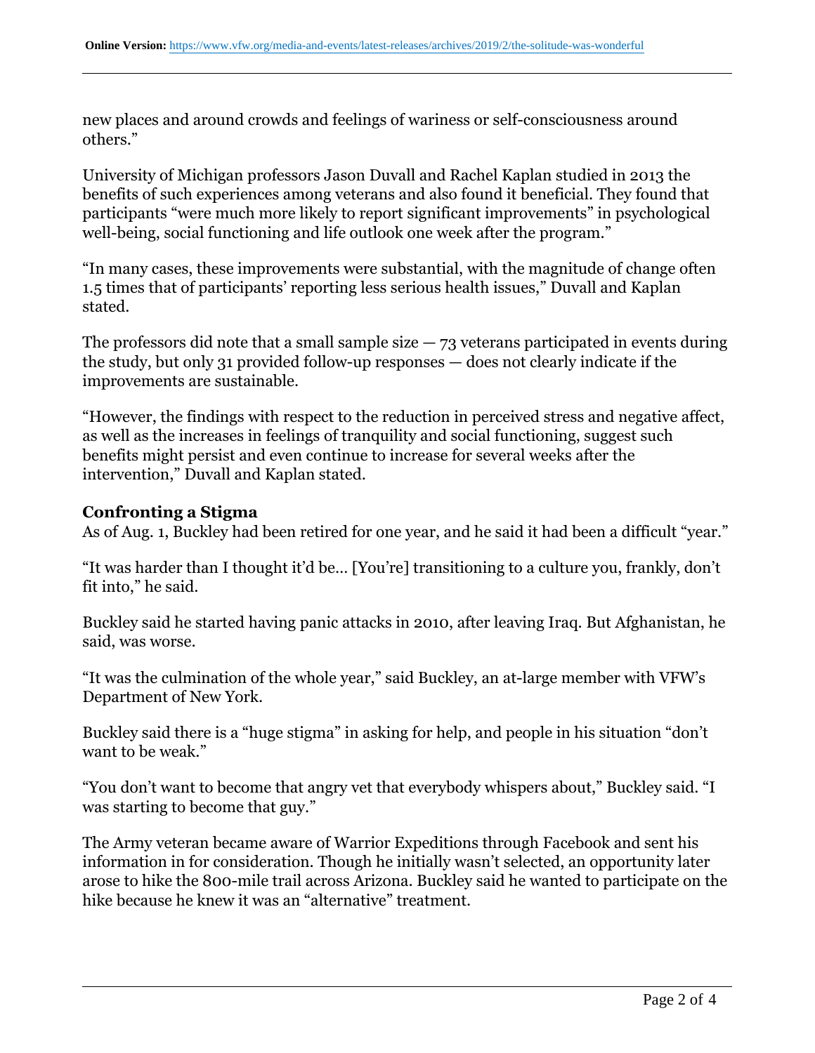new places and around crowds and feelings of wariness or self-consciousness around others."

University of Michigan professors Jason Duvall and Rachel Kaplan studied in 2013 the benefits of such experiences among veterans and also found it beneficial. They found that participants "were much more likely to report significant improvements" in psychological well-being, social functioning and life outlook one week after the program."

"In many cases, these improvements were substantial, with the magnitude of change often 1.5 times that of participants' reporting less serious health issues," Duvall and Kaplan stated.

The professors did note that a small sample size — 73 veterans participated in events during the study, but only 31 provided follow-up responses — does not clearly indicate if the improvements are sustainable.

"However, the findings with respect to the reduction in perceived stress and negative affect, as well as the increases in feelings of tranquility and social functioning, suggest such benefits might persist and even continue to increase for several weeks after the intervention," Duvall and Kaplan stated.

**Confronting a Stigma**

As of Aug. 1, Buckley had been retired for one year, and he said it had been a difficult "year."

"It was harder than I thought it'd be… [You're] transitioning to a culture you, frankly, don't fit into," he said.

Buckley said he started having panic attacks in 2010, after leaving Iraq. But Afghanistan, he said, was worse.

"It was the culmination of the whole year," said Buckley, an at-large member with VFW's Department of New York.

Buckley said there is a "huge stigma" in asking for help, and people in his situation "don't want to be weak."

"You don't want to become that angry vet that everybody whispers about," Buckley said. "I was starting to become that guy."

The Army veteran became aware of Warrior Expeditions through Facebook and sent his information in for consideration. Though he initially wasn't selected, an opportunity later arose to hike the 800-mile trail across Arizona. Buckley said he wanted to participate on the hike because he knew it was an "alternative" treatment.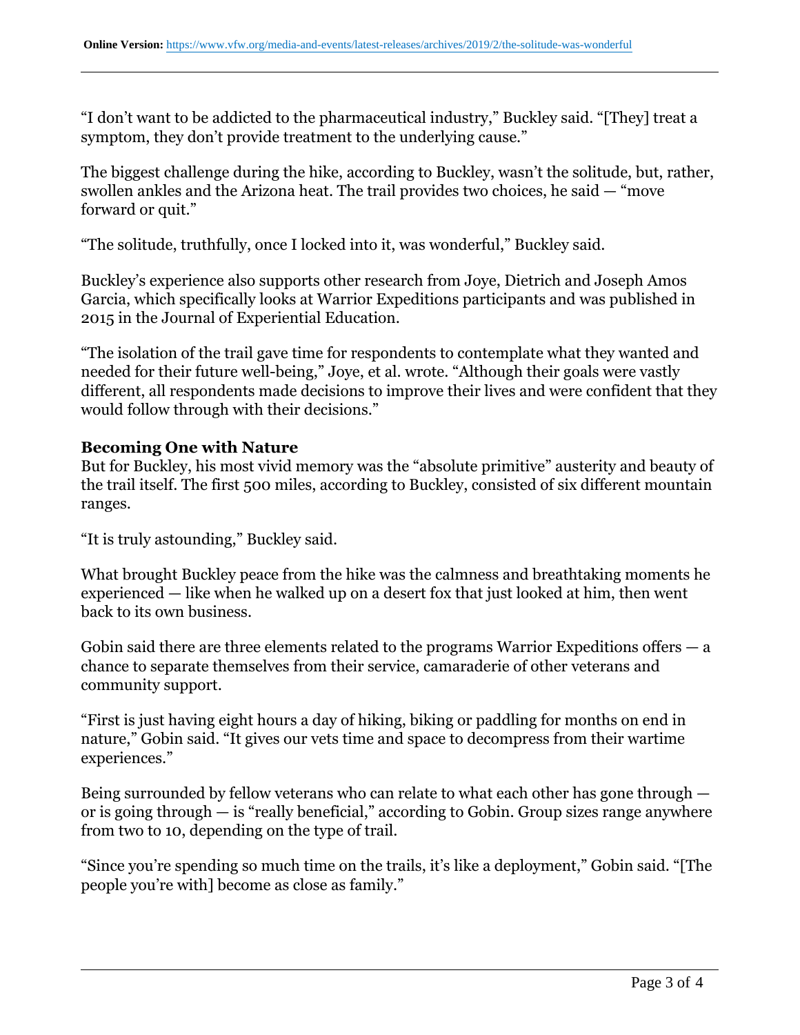"I don't want to be addicted to the pharmaceutical industry," Buckley said. "[They] treat a symptom, they don't provide treatment to the underlying cause."

The biggest challenge during the hike, according to Buckley, wasn't the solitude, but, rather, swollen ankles and the Arizona heat. The trail provides two choices, he said — "move forward or quit."

"The solitude, truthfully, once I locked into it, was wonderful," Buckley said.

Buckley's experience also supports other research from Joye, Dietrich and Joseph Amos Garcia, which specifically looks at Warrior Expeditions participants and was published in 2015 in the Journal of Experiential Education.

"The isolation of the trail gave time for respondents to contemplate what they wanted and needed for their future well-being," Joye, et al. wrote. "Although their goals were vastly different, all respondents made decisions to improve their lives and were confident that they would follow through with their decisions."

**Becoming One with Nature**

But for Buckley, his most vivid memory was the "absolute primitive" austerity and beauty of the trail itself. The first 500 miles, according to Buckley, consisted of six different mountain ranges.

"It is truly astounding," Buckley said.

What brought Buckley peace from the hike was the calmness and breathtaking moments he experienced — like when he walked up on a desert fox that just looked at him, then went back to its own business.

Gobin said there are three elements related to the programs Warrior Expeditions offers — a chance to separate themselves from their service, camaraderie of other veterans and community support.

"First is just having eight hours a day of hiking, biking or paddling for months on end in nature," Gobin said. "It gives our vets time and space to decompress from their wartime experiences."

Being surrounded by fellow veterans who can relate to what each other has gone through — or is going through — is "really beneficial," according to Gobin. Group sizes range anywhere from two to 10, depending on the type of trail.

"Since you're spending so much time on the trails, it's like a deployment," Gobin said. "[The people you're with] become as close as family."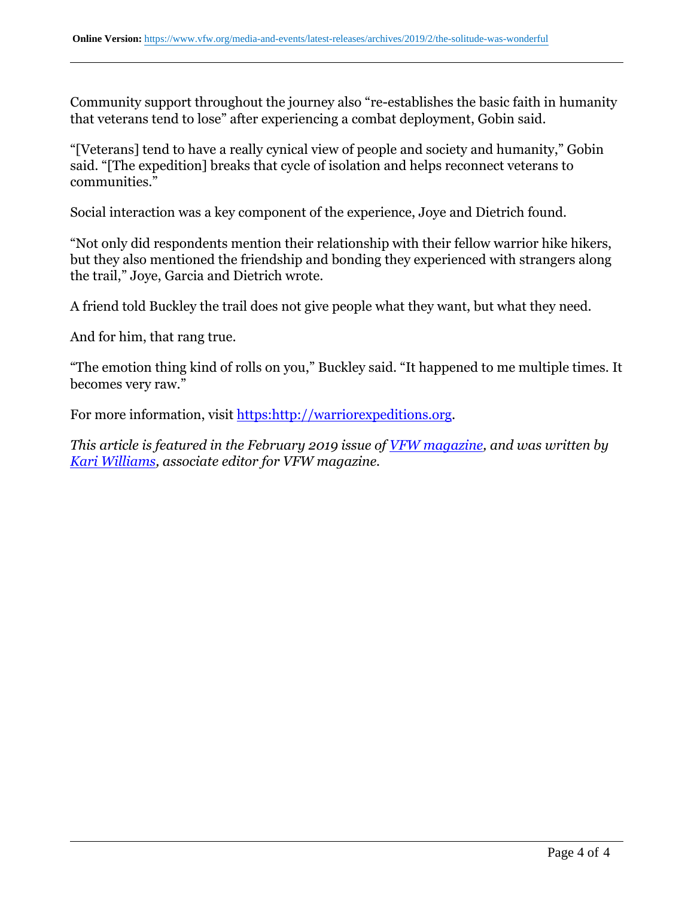Community support throughout the journey also "re-establishes the basic faith in humanity that veterans tend to lose" after experiencing a combat deployment, Gobin said.

"[Veterans] tend to have a really cynical view of people and society and humanity," Gobin said. "[The expedition] breaks that cycle of isolation and helps reconnect veterans to communities."

Social interaction was a key component of the experience, Joye and Dietrich found.

"Not only did respondents mention their relationship with their fellow warrior hike hikers, but they also mentioned the friendship and bonding they experienced with strangers along the trail," Joye, Garcia and Dietrich wrote.

A friend told Buckley the trail does not give people what they want, but what they need.

And for him, that rang true.

"The emotion thing kind of rolls on you," Buckley said. "It happened to me multiple times. It becomes very raw."

For more information, visit [https:http://warriorexpeditions.org](https:http://warriorexpeditions.org).

*This article is featured in the February 2019 issue of [VFW magazine](), and was written by [Kari Williams](), associate editor for VFW magazine.*